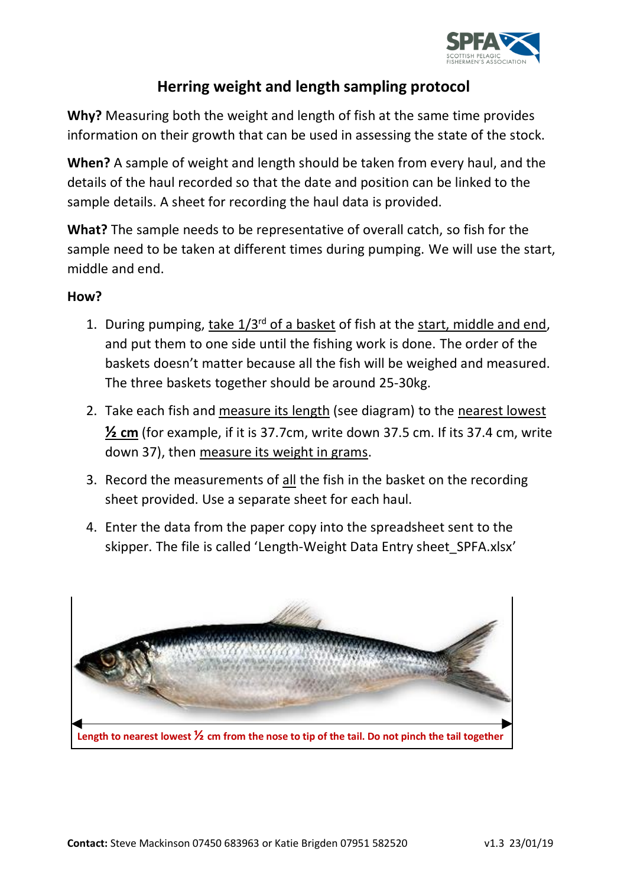# Herring weight and length sampling protocol

**Why?** Measuring both the weight and length of fish at the same time provides information on their growth that can be used in assessing the state of the stock.

**When?** A sample of weight and length should be taken from every haul, and the details of the haul recorded so that the date and position can be linked to the sample details. A sheet for recording the haul data is provided.

**What?** The sample needs to be representative of overall catch, so fish for the sample need to be taken at different times during pumping. We will use the start, middle and end.

**How?**

1. During pumping, take 1/3rd of a basket of fish at the start, middle and end, and put them to one side until the fishing work is done. The order of the baskets doesn't matter because all the fish will be weighed and measured. The three baskets together should be around 25-30kg.
2. Take each fish and measure its length (see diagram) to the nearest lowest **½ cm** (for example, if it is 37.7cm, write down 37.5 cm. If its 37.4 cm, write down 37), then measure its weight in grams.
3. Record the measurements of all the fish in the basket on the recording sheet provided. Use a separate sheet for each haul.
4. Enter the data from the paper copy into the spreadsheet sent to the skipper. The file is called 'Length-Weight Data Entry sheet_SPFA.xlsx'

**Length to nearest lowest ½ cm from the nose to tip of the tail. Do not pinch the tail together**

**Contact:** Steve Mackinson 07450 683963 or Katie Brigden 07951 582520 v1.3 23/01/19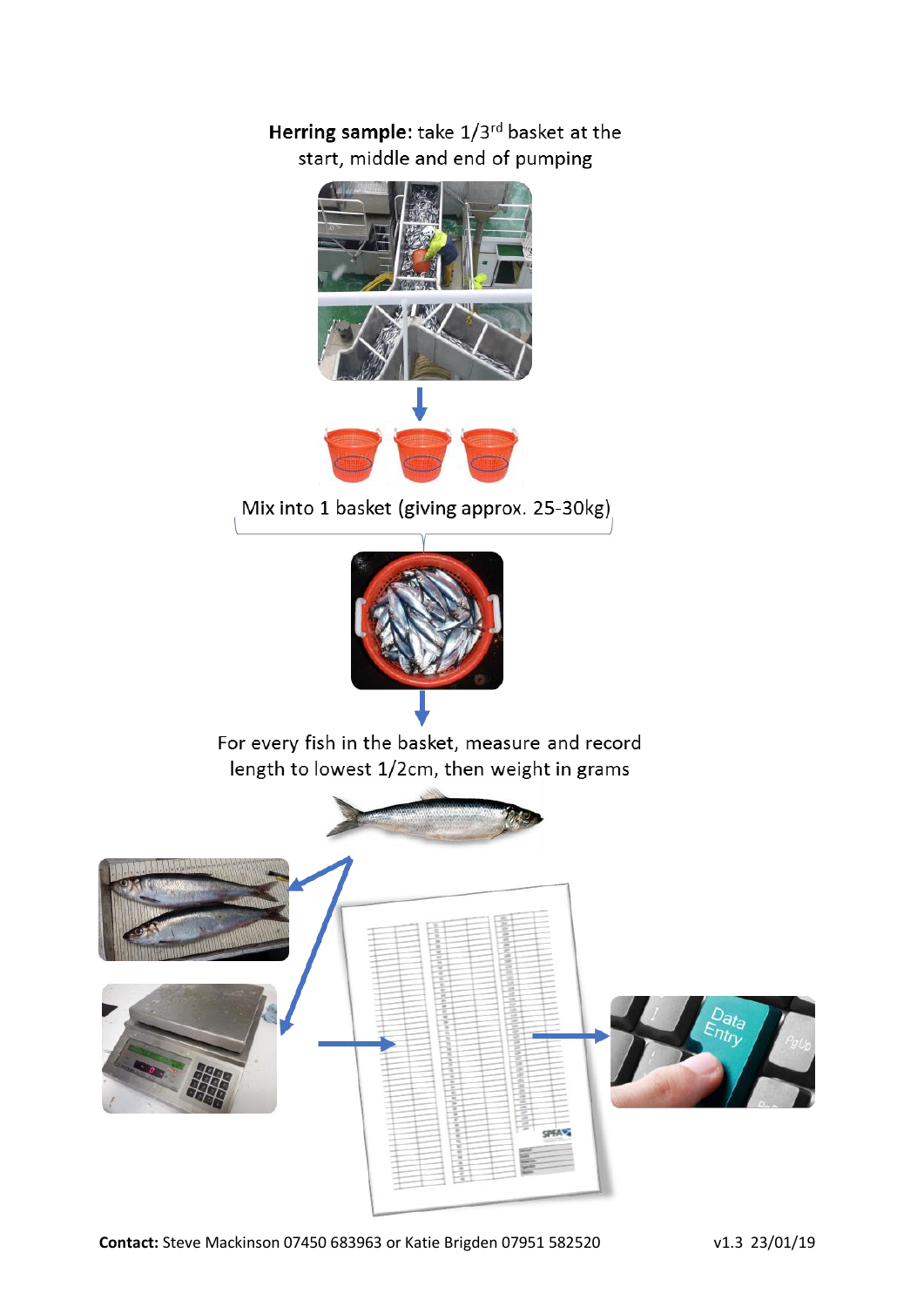**Herring sample**: take 1/3rd basket at the start, middle and end of pumping

Mix into 1 basket (giving approx. 25-30kg)

For every fish in the basket, measure and record length to lowest 1/2cm, then weight in grams

**Contact:** Steve Mackinson 07450 683963 or Katie Brigden 07951 582520

v1.3 23/01/19